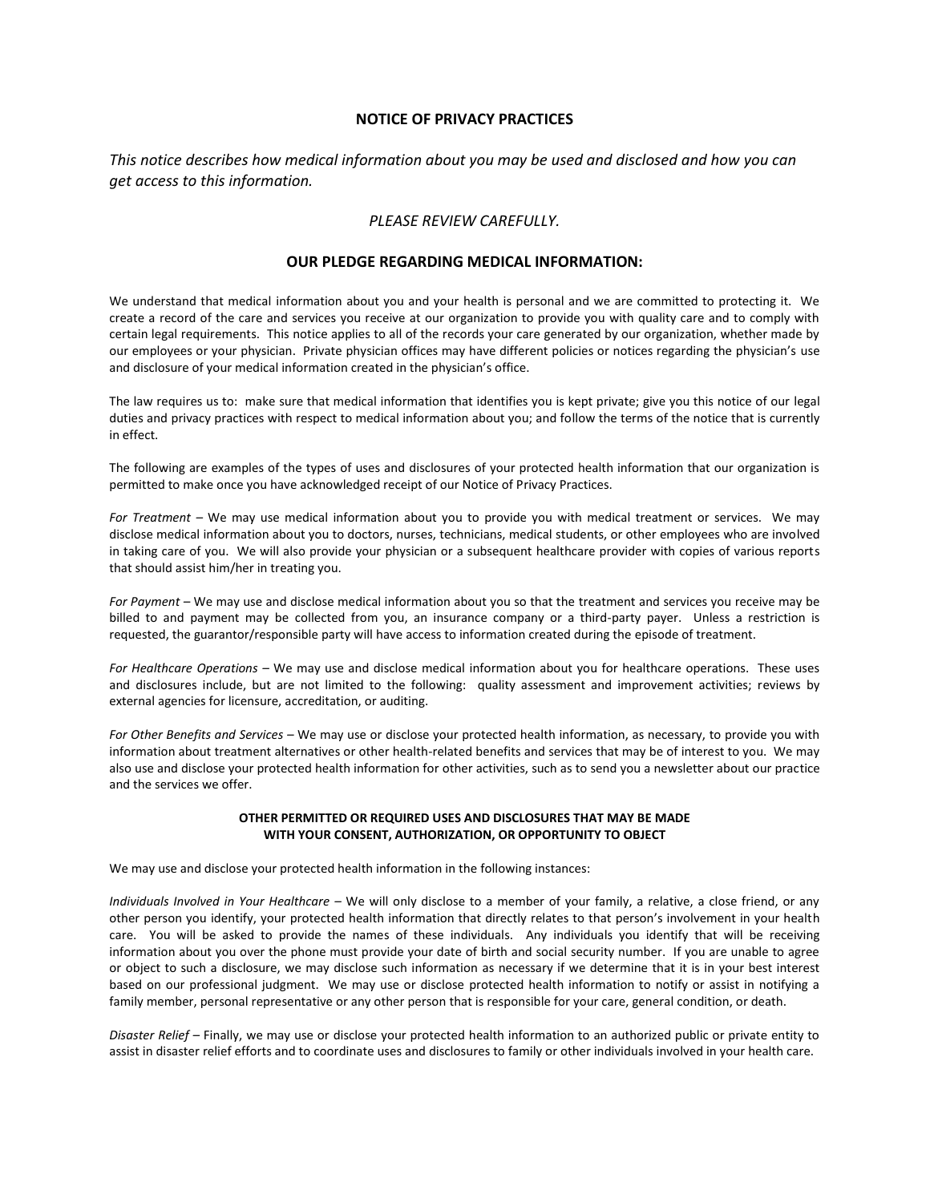# NOTICE OF PRIVACY PRACTICES

*This notice describes how medical information about you may be used and disclosed and how you can get access to this information.*

*PLEASE REVIEW CAREFULLY.*

## OUR PLEDGE REGARDING MEDICAL INFORMATION:

We understand that medical information about you and your health is personal and we are committed to protecting it. We create a record of the care and services you receive at our organization to provide you with quality care and to comply with certain legal requirements. This notice applies to all of the records your care generated by our organization, whether made by our employees or your physician. Private physician offices may have different policies or notices regarding the physician's use and disclosure of your medical information created in the physician's office.

The law requires us to: make sure that medical information that identifies you is kept private; give you this notice of our legal duties and privacy practices with respect to medical information about you; and follow the terms of the notice that is currently in effect.

The following are examples of the types of uses and disclosures of your protected health information that our organization is permitted to make once you have acknowledged receipt of our Notice of Privacy Practices.

*For Treatment* – We may use medical information about you to provide you with medical treatment or services. We may disclose medical information about you to doctors, nurses, technicians, medical students, or other employees who are involved in taking care of you. We will also provide your physician or a subsequent healthcare provider with copies of various reports that should assist him/her in treating you.

*For Payment* – We may use and disclose medical information about you so that the treatment and services you receive may be billed to and payment may be collected from you, an insurance company or a third-party payer. Unless a restriction is requested, the guarantor/responsible party will have access to information created during the episode of treatment.

*For Healthcare Operations* – We may use and disclose medical information about you for healthcare operations. These uses and disclosures include, but are not limited to the following: quality assessment and improvement activities; reviews by external agencies for licensure, accreditation, or auditing.

*For Other Benefits and Services* – We may use or disclose your protected health information, as necessary, to provide you with information about treatment alternatives or other health-related benefits and services that may be of interest to you. We may also use and disclose your protected health information for other activities, such as to send you a newsletter about our practice and the services we offer.

### OTHER PERMITTED OR REQUIRED USES AND DISCLOSURES THAT MAY BE MADE WITH YOUR CONSENT, AUTHORIZATION, OR OPPORTUNITY TO OBJECT

We may use and disclose your protected health information in the following instances:

*Individuals Involved in Your Healthcare* – We will only disclose to a member of your family, a relative, a close friend, or any other person you identify, your protected health information that directly relates to that person's involvement in your health care. You will be asked to provide the names of these individuals. Any individuals you identify that will be receiving information about you over the phone must provide your date of birth and social security number. If you are unable to agree or object to such a disclosure, we may disclose such information as necessary if we determine that it is in your best interest based on our professional judgment. We may use or disclose protected health information to notify or assist in notifying a family member, personal representative or any other person that is responsible for your care, general condition, or death.

*Disaster Relief* – Finally, we may use or disclose your protected health information to an authorized public or private entity to assist in disaster relief efforts and to coordinate uses and disclosures to family or other individuals involved in your health care.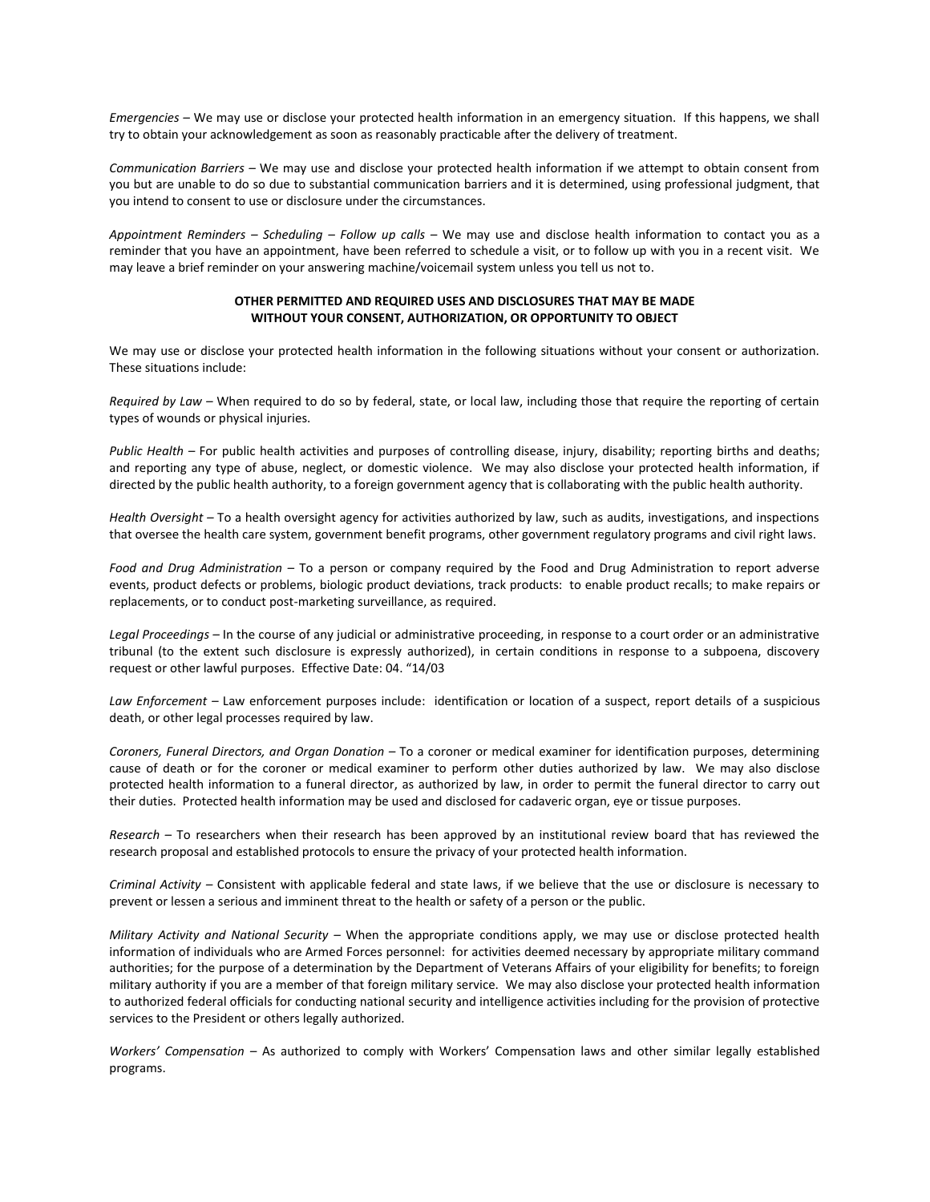*Emergencies* – We may use or disclose your protected health information in an emergency situation. If this happens, we shall try to obtain your acknowledgement as soon as reasonably practicable after the delivery of treatment.

*Communication Barriers* – We may use and disclose your protected health information if we attempt to obtain consent from you but are unable to do so due to substantial communication barriers and it is determined, using professional judgment, that you intend to consent to use or disclosure under the circumstances.

*Appointment Reminders – Scheduling – Follow up calls* – We may use and disclose health information to contact you as a reminder that you have an appointment, have been referred to schedule a visit, or to follow up with you in a recent visit. We may leave a brief reminder on your answering machine/voicemail system unless you tell us not to.

**OTHER PERMITTED AND REQUIRED USES AND DISCLOSURES THAT MAY BE MADE WITHOUT YOUR CONSENT, AUTHORIZATION, OR OPPORTUNITY TO OBJECT**

We may use or disclose your protected health information in the following situations without your consent or authorization. These situations include:

*Required by Law* – When required to do so by federal, state, or local law, including those that require the reporting of certain types of wounds or physical injuries.

*Public Health* – For public health activities and purposes of controlling disease, injury, disability; reporting births and deaths; and reporting any type of abuse, neglect, or domestic violence. We may also disclose your protected health information, if directed by the public health authority, to a foreign government agency that is collaborating with the public health authority.

*Health Oversight* – To a health oversight agency for activities authorized by law, such as audits, investigations, and inspections that oversee the health care system, government benefit programs, other government regulatory programs and civil right laws.

*Food and Drug Administration* – To a person or company required by the Food and Drug Administration to report adverse events, product defects or problems, biologic product deviations, track products: to enable product recalls; to make repairs or replacements, or to conduct post-marketing surveillance, as required.

*Legal Proceedings* – In the course of any judicial or administrative proceeding, in response to a court order or an administrative tribunal (to the extent such disclosure is expressly authorized), in certain conditions in response to a subpoena, discovery request or other lawful purposes. Effective Date: 04. "14/03

*Law Enforcement* – Law enforcement purposes include: identification or location of a suspect, report details of a suspicious death, or other legal processes required by law.

*Coroners, Funeral Directors, and Organ Donation* – To a coroner or medical examiner for identification purposes, determining cause of death or for the coroner or medical examiner to perform other duties authorized by law. We may also disclose protected health information to a funeral director, as authorized by law, in order to permit the funeral director to carry out their duties. Protected health information may be used and disclosed for cadaveric organ, eye or tissue purposes.

*Research* – To researchers when their research has been approved by an institutional review board that has reviewed the research proposal and established protocols to ensure the privacy of your protected health information.

*Criminal Activity* – Consistent with applicable federal and state laws, if we believe that the use or disclosure is necessary to prevent or lessen a serious and imminent threat to the health or safety of a person or the public.

*Military Activity and National Security* – When the appropriate conditions apply, we may use or disclose protected health information of individuals who are Armed Forces personnel: for activities deemed necessary by appropriate military command authorities; for the purpose of a determination by the Department of Veterans Affairs of your eligibility for benefits; to foreign military authority if you are a member of that foreign military service. We may also disclose your protected health information to authorized federal officials for conducting national security and intelligence activities including for the provision of protective services to the President or others legally authorized.

*Workers' Compensation* – As authorized to comply with Workers' Compensation laws and other similar legally established programs.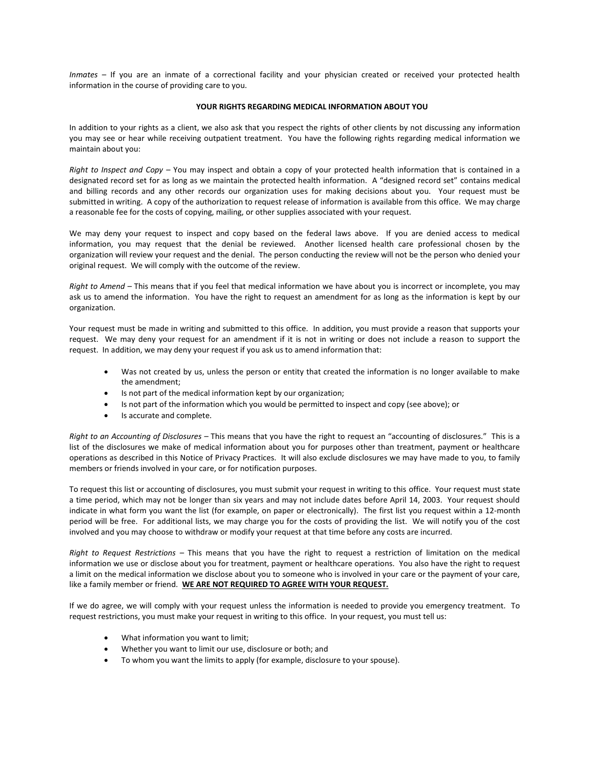*Inmates* – If you are an inmate of a correctional facility and your physician created or received your protected health information in the course of providing care to you.

**YOUR RIGHTS REGARDING MEDICAL INFORMATION ABOUT YOU**

In addition to your rights as a client, we also ask that you respect the rights of other clients by not discussing any information you may see or hear while receiving outpatient treatment. You have the following rights regarding medical information we maintain about you:

*Right to Inspect and Copy* – You may inspect and obtain a copy of your protected health information that is contained in a designated record set for as long as we maintain the protected health information. A "designed record set" contains medical and billing records and any other records our organization uses for making decisions about you. Your request must be submitted in writing. A copy of the authorization to request release of information is available from this office. We may charge a reasonable fee for the costs of copying, mailing, or other supplies associated with your request.

We may deny your request to inspect and copy based on the federal laws above. If you are denied access to medical information, you may request that the denial be reviewed. Another licensed health care professional chosen by the organization will review your request and the denial. The person conducting the review will not be the person who denied your original request. We will comply with the outcome of the review.

*Right to Amend* – This means that if you feel that medical information we have about you is incorrect or incomplete, you may ask us to amend the information. You have the right to request an amendment for as long as the information is kept by our organization.

Your request must be made in writing and submitted to this office. In addition, you must provide a reason that supports your request. We may deny your request for an amendment if it is not in writing or does not include a reason to support the request. In addition, we may deny your request if you ask us to amend information that:

- Was not created by us, unless the person or entity that created the information is no longer available to make the amendment;
- Is not part of the medical information kept by our organization;
- Is not part of the information which you would be permitted to inspect and copy (see above); or
- Is accurate and complete.

*Right to an Accounting of Disclosures* – This means that you have the right to request an "accounting of disclosures." This is a list of the disclosures we make of medical information about you for purposes other than treatment, payment or healthcare operations as described in this Notice of Privacy Practices. It will also exclude disclosures we may have made to you, to family members or friends involved in your care, or for notification purposes.

To request this list or accounting of disclosures, you must submit your request in writing to this office. Your request must state a time period, which may not be longer than six years and may not include dates before April 14, 2003. Your request should indicate in what form you want the list (for example, on paper or electronically). The first list you request within a 12-month period will be free. For additional lists, we may charge you for the costs of providing the list. We will notify you of the cost involved and you may choose to withdraw or modify your request at that time before any costs are incurred.

*Right to Request Restrictions* – This means that you have the right to request a restriction of limitation on the medical information we use or disclose about you for treatment, payment or healthcare operations. You also have the right to request a limit on the medical information we disclose about you to someone who is involved in your care or the payment of your care, like a family member or friend. **WE ARE NOT REQUIRED TO AGREE WITH YOUR REQUEST.**

If we do agree, we will comply with your request unless the information is needed to provide you emergency treatment. To request restrictions, you must make your request in writing to this office. In your request, you must tell us:

- What information you want to limit;
- Whether you want to limit our use, disclosure or both; and
- To whom you want the limits to apply (for example, disclosure to your spouse).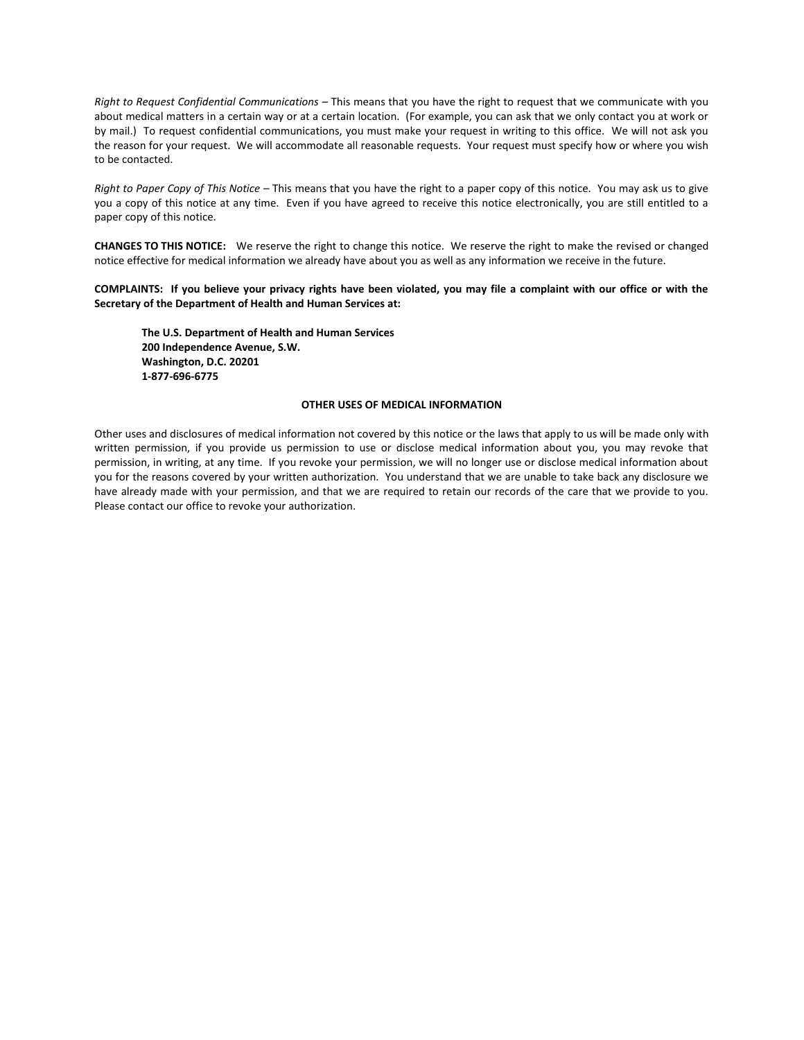*Right to Request Confidential Communications* – This means that you have the right to request that we communicate with you about medical matters in a certain way or at a certain location. (For example, you can ask that we only contact you at work or by mail.) To request confidential communications, you must make your request in writing to this office. We will not ask you the reason for your request. We will accommodate all reasonable requests. Your request must specify how or where you wish to be contacted.

*Right to Paper Copy of This Notice* – This means that you have the right to a paper copy of this notice. You may ask us to give you a copy of this notice at any time. Even if you have agreed to receive this notice electronically, you are still entitled to a paper copy of this notice.

**CHANGES TO THIS NOTICE:** We reserve the right to change this notice. We reserve the right to make the revised or changed notice effective for medical information we already have about you as well as any information we receive in the future.

**COMPLAINTS: If you believe your privacy rights have been violated, you may file a complaint with our office or with the Secretary of the Department of Health and Human Services at:**

**The U.S. Department of Health and Human Services**
**200 Independence Avenue, S.W.**
**Washington, D.C. 20201**
**1-877-696-6775**

**OTHER USES OF MEDICAL INFORMATION**

Other uses and disclosures of medical information not covered by this notice or the laws that apply to us will be made only with written permission, if you provide us permission to use or disclose medical information about you, you may revoke that permission, in writing, at any time. If you revoke your permission, we will no longer use or disclose medical information about you for the reasons covered by your written authorization. You understand that we are unable to take back any disclosure we have already made with your permission, and that we are required to retain our records of the care that we provide to you. Please contact our office to revoke your authorization.